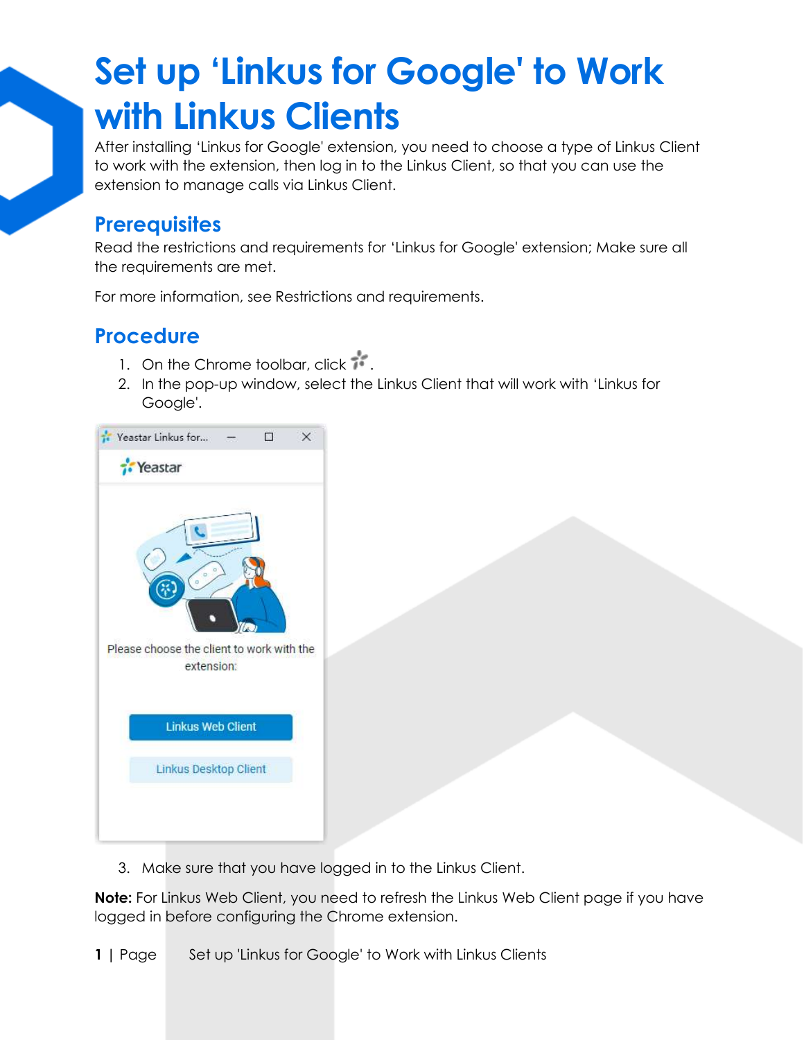# Set up 'Linkus for Google' to Work with Linkus Clients

After installing 'Linkus for Google' extension, you need to choose a type of Linkus Client to work with the extension, then log in to the Linkus Client, so that you can use the extension to manage calls via Linkus Client.

## Prerequisites

Read the restrictions and requirements for 'Linkus for Google' extension; Make sure all the requirements are met.

For more information, see Restrictions and requirements.

## Procedure

1. On the Chrome toolbar, click .
2. In the pop-up window, select the Linkus Client that will work with 'Linkus for Google'.

3. Make sure that you have logged in to the Linkus Client.

**Note:** For Linkus Web Client, you need to refresh the Linkus Web Client page if you have logged in before configuring the Chrome extension.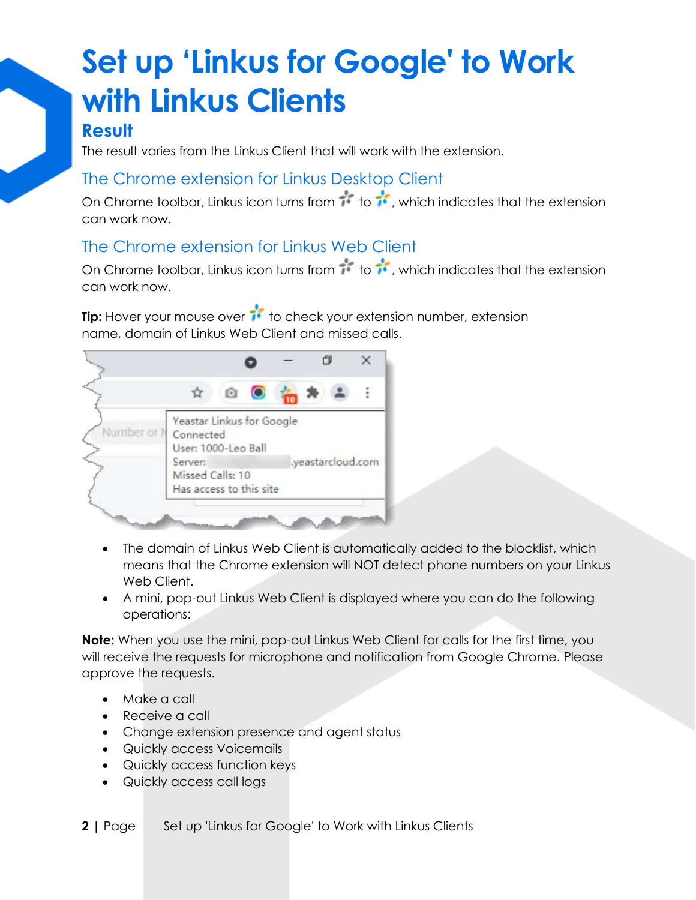# Set up 'Linkus for Google' to Work with Linkus Clients

## Result

The result varies from the Linkus Client that will work with the extension.

### The Chrome extension for Linkus Desktop Client

On Chrome toolbar, Linkus icon turns from  to , which indicates that the extension can work now.

### The Chrome extension for Linkus Web Client

On Chrome toolbar, Linkus icon turns from  to , which indicates that the extension can work now.

**Tip:** Hover your mouse over  to check your extension number, extension name, domain of Linkus Web Client and missed calls.

- The domain of Linkus Web Client is automatically added to the blocklist, which means that the Chrome extension will NOT detect phone numbers on your Linkus Web Client.
- A mini, pop-out Linkus Web Client is displayed where you can do the following operations:

**Note:** When you use the mini, pop-out Linkus Web Client for calls for the first time, you will receive the requests for microphone and notification from Google Chrome. Please approve the requests.

- Make a call
- Receive a call
- Change extension presence and agent status
- Quickly access Voicemails
- Quickly access function keys
- Quickly access call logs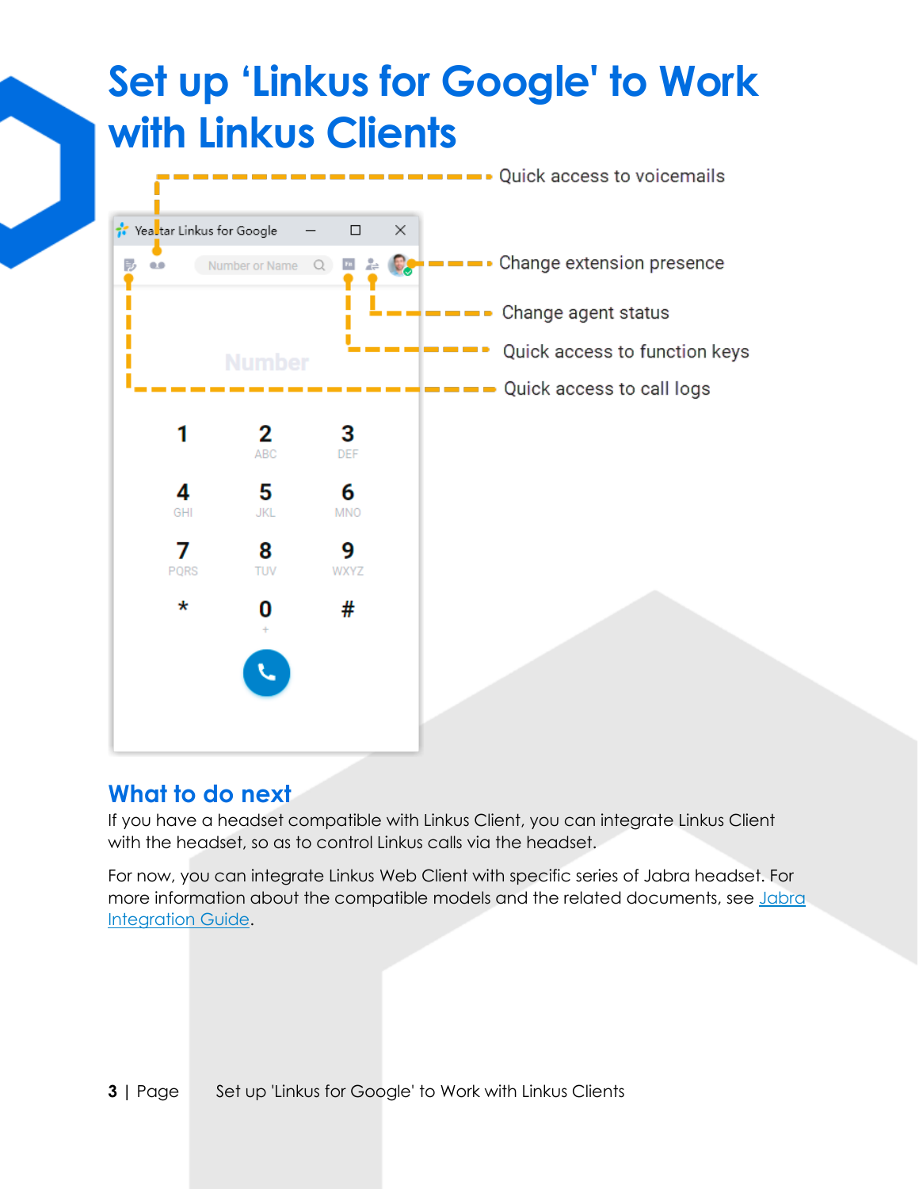# Set up 'Linkus for Google' to Work with Linkus Clients

Quick access to voicemails

Change extension presence

Change agent status

Quick access to function keys

Quick access to call logs

## What to do next

If you have a headset compatible with Linkus Client, you can integrate Linkus Client with the headset, so as to control Linkus calls via the headset.

For now, you can integrate Linkus Web Client with specific series of Jabra headset. For more information about the compatible models and the related documents, see Jabra Integration Guide.